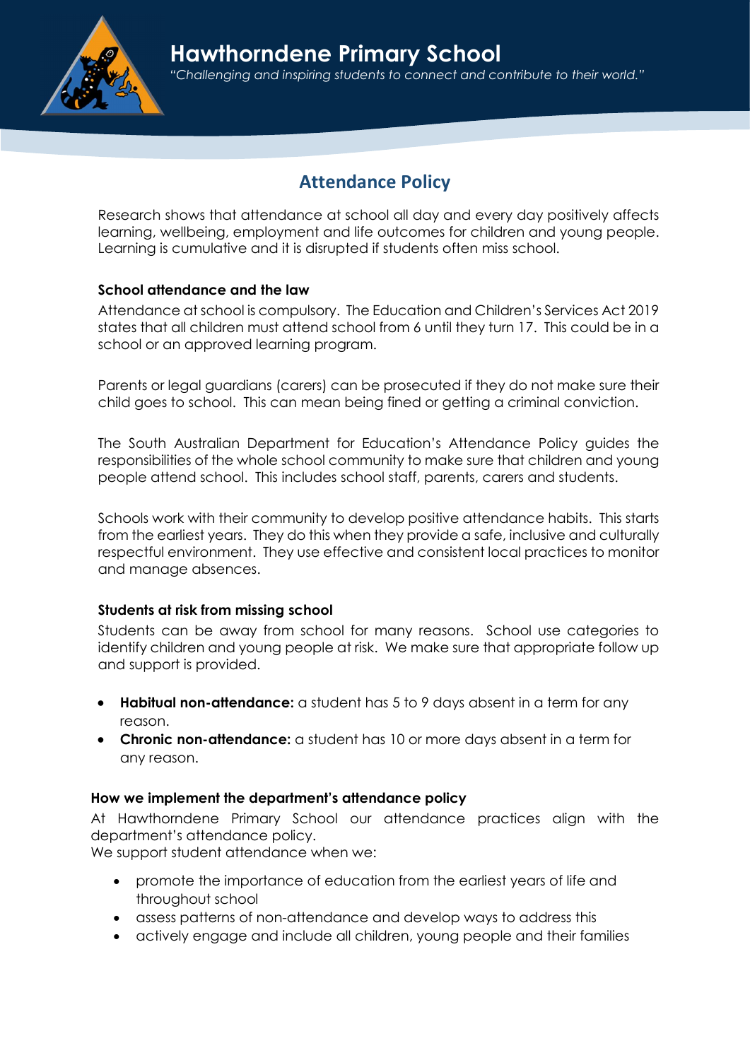# Hawthorndene Primary School

*"Challenging and inspiring students to connect and contribute to their world."*

## Attendance Policy

Research shows that attendance at school all day and every day positively affects learning, wellbeing, employment and life outcomes for children and young people. Learning is cumulative and it is disrupted if students often miss school.

### School attendance and the law

Attendance at school is compulsory. The Education and Children's Services Act 2019 states that all children must attend school from 6 until they turn 17. This could be in a school or an approved learning program.

Parents or legal guardians (carers) can be prosecuted if they do not make sure their child goes to school. This can mean being fined or getting a criminal conviction.

The South Australian Department for Education's Attendance Policy guides the responsibilities of the whole school community to make sure that children and young people attend school. This includes school staff, parents, carers and students.

Schools work with their community to develop positive attendance habits. This starts from the earliest years. They do this when they provide a safe, inclusive and culturally respectful environment. They use effective and consistent local practices to monitor and manage absences.

### Students at risk from missing school

Students can be away from school for many reasons. School use categories to identify children and young people at risk. We make sure that appropriate follow up and support is provided.

- **Habitual non-attendance:** a student has 5 to 9 days absent in a term for any reason.
- **Chronic non-attendance:** a student has 10 or more days absent in a term for any reason.

### How we implement the department's attendance policy

At Hawthorndene Primary School our attendance practices align with the department's attendance policy.
We support student attendance when we:

- promote the importance of education from the earliest years of life and throughout school
- assess patterns of non-attendance and develop ways to address this
- actively engage and include all children, young people and their families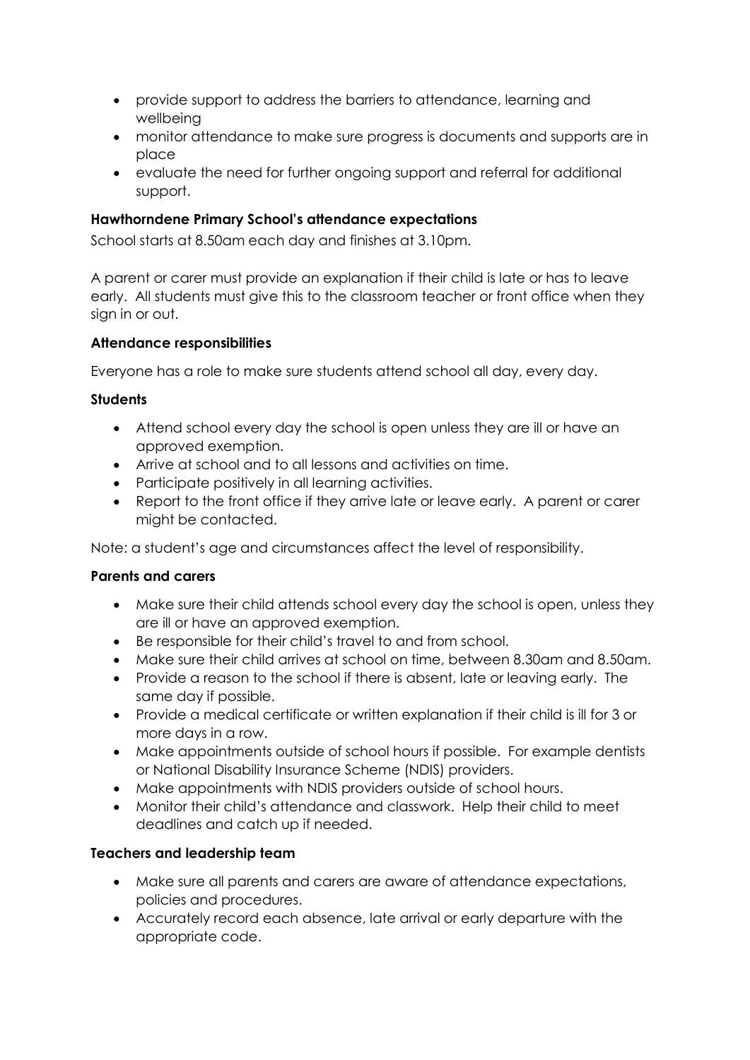- provide support to address the barriers to attendance, learning and wellbeing
- monitor attendance to make sure progress is documents and supports are in place
- evaluate the need for further ongoing support and referral for additional support.

**Hawthorndene Primary School's attendance expectations**

School starts at 8.50am each day and finishes at 3.10pm.

A parent or carer must provide an explanation if their child is late or has to leave early. All students must give this to the classroom teacher or front office when they sign in or out.

**Attendance responsibilities**

Everyone has a role to make sure students attend school all day, every day.

**Students**

- Attend school every day the school is open unless they are ill or have an approved exemption.
- Arrive at school and to all lessons and activities on time.
- Participate positively in all learning activities.
- Report to the front office if they arrive late or leave early. A parent or carer might be contacted.

Note: a student's age and circumstances affect the level of responsibility.

**Parents and carers**

- Make sure their child attends school every day the school is open, unless they are ill or have an approved exemption.
- Be responsible for their child's travel to and from school.
- Make sure their child arrives at school on time, between 8.30am and 8.50am.
- Provide a reason to the school if there is absent, late or leaving early. The same day if possible.
- Provide a medical certificate or written explanation if their child is ill for 3 or more days in a row.
- Make appointments outside of school hours if possible. For example dentists or National Disability Insurance Scheme (NDIS) providers.
- Make appointments with NDIS providers outside of school hours.
- Monitor their child's attendance and classwork. Help their child to meet deadlines and catch up if needed.

**Teachers and leadership team**

- Make sure all parents and carers are aware of attendance expectations, policies and procedures.
- Accurately record each absence, late arrival or early departure with the appropriate code.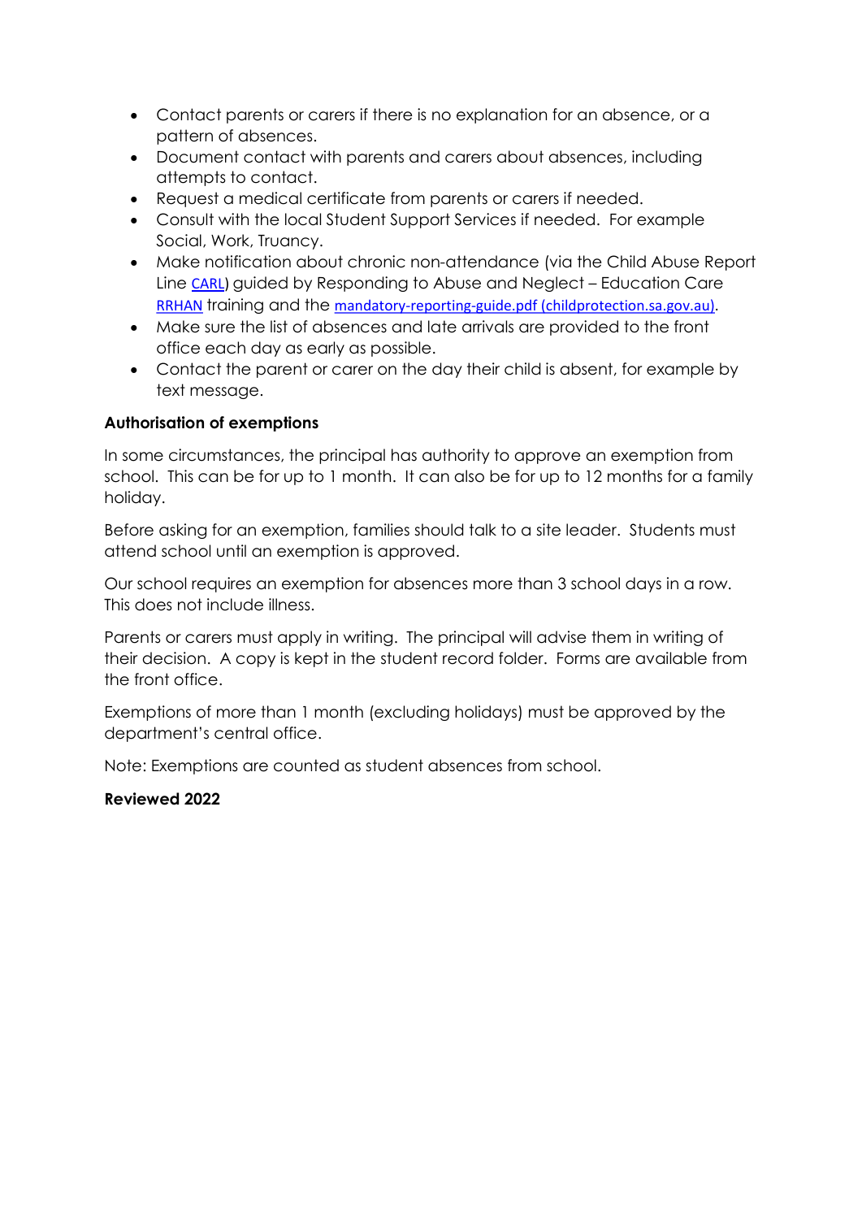- Contact parents or carers if there is no explanation for an absence, or a pattern of absences.
- Document contact with parents and carers about absences, including attempts to contact.
- Request a medical certificate from parents or carers if needed.
- Consult with the local Student Support Services if needed. For example Social, Work, Truancy.
- Make notification about chronic non-attendance (via the Child Abuse Report Line CARL) guided by Responding to Abuse and Neglect – Education Care RRHAN training and the mandatory-reporting-guide.pdf (childprotection.sa.gov.au).
- Make sure the list of absences and late arrivals are provided to the front office each day as early as possible.
- Contact the parent or carer on the day their child is absent, for example by text message.

**Authorisation of exemptions**

In some circumstances, the principal has authority to approve an exemption from school. This can be for up to 1 month. It can also be for up to 12 months for a family holiday.

Before asking for an exemption, families should talk to a site leader. Students must attend school until an exemption is approved.

Our school requires an exemption for absences more than 3 school days in a row. This does not include illness.

Parents or carers must apply in writing. The principal will advise them in writing of their decision. A copy is kept in the student record folder. Forms are available from the front office.

Exemptions of more than 1 month (excluding holidays) must be approved by the department's central office.

Note: Exemptions are counted as student absences from school.

**Reviewed 2022**